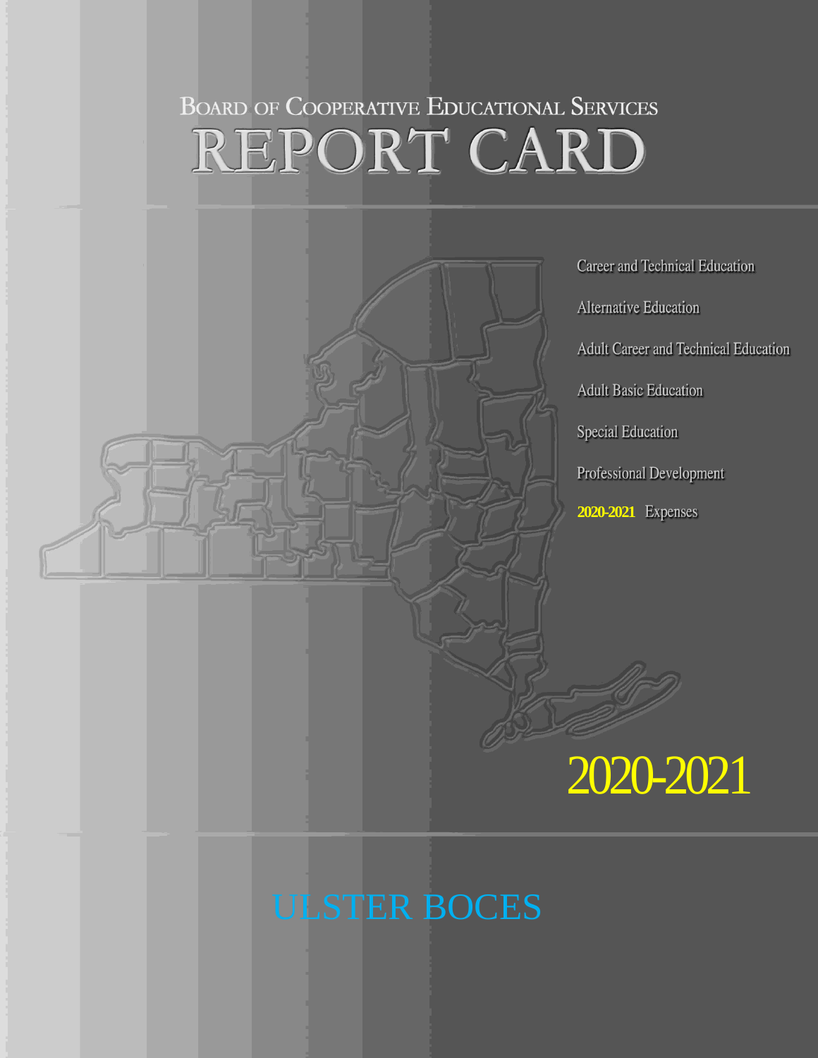# Board of Cooperative Educational Services

# REPORT CARD

- Career and Technical Education
- Alternative Education
- Adult Career and Technical Education
- Adult Basic Education
- Special Education
- Professional Development
- **2020-2021** Expenses

## 2020-2021

## ULSTER BOCES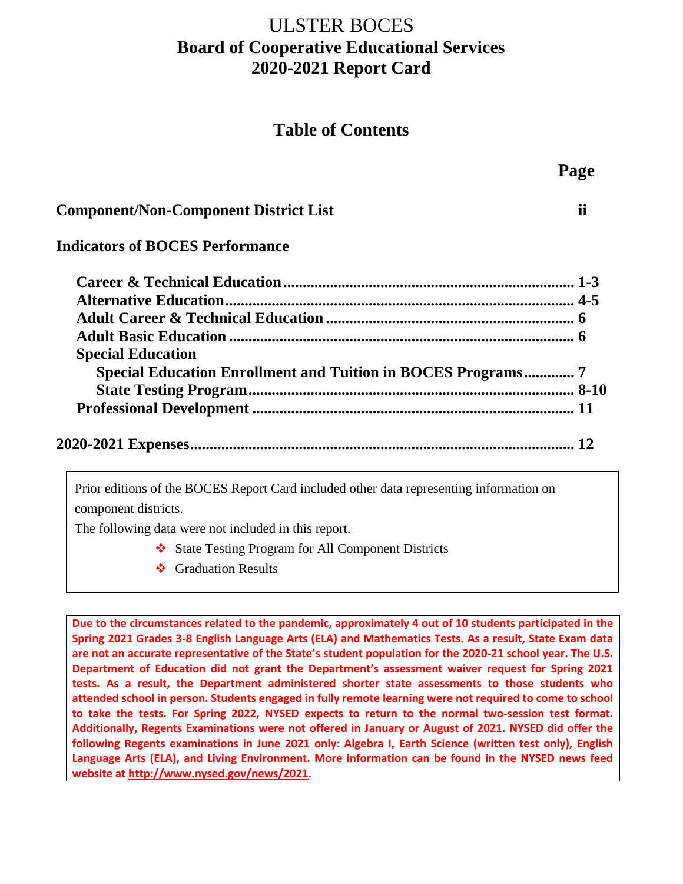# ULSTER BOCES
## Board of Cooperative Educational Services
## 2020-2021 Report Card

## Table of Contents

| | Page |
|---|---|
| **Component/Non-Component District List** | **ii** |
| **Indicators of BOCES Performance** | |
| **Career & Technical Education** | **1-3** |
| **Alternative Education** | **4-5** |
| **Adult Career & Technical Education** | **6** |
| **Adult Basic Education** | **6** |
| **Special Education** | |
| **Special Education Enrollment and Tuition in BOCES Programs** | **7** |
| **State Testing Program** | **8-10** |
| **Professional Development** | **11** |
| **2020-2021 Expenses** | **12** |

Prior editions of the BOCES Report Card included other data representing information on component districts.

The following data were not included in this report.

- State Testing Program for All Component Districts
- Graduation Results

**Due to the circumstances related to the pandemic, approximately 4 out of 10 students participated in the Spring 2021 Grades 3-8 English Language Arts (ELA) and Mathematics Tests. As a result, State Exam data are not an accurate representative of the State's student population for the 2020-21 school year. The U.S. Department of Education did not grant the Department's assessment waiver request for Spring 2021 tests. As a result, the Department administered shorter state assessments to those students who attended school in person. Students engaged in fully remote learning were not required to come to school to take the tests. For Spring 2022, NYSED expects to return to the normal two-session test format. Additionally, Regents Examinations were not offered in January or August of 2021. NYSED did offer the following Regents examinations in June 2021 only: Algebra I, Earth Science (written test only), English Language Arts (ELA), and Living Environment. More information can be found in the NYSED news feed website at http://www.nysed.gov/news/2021.**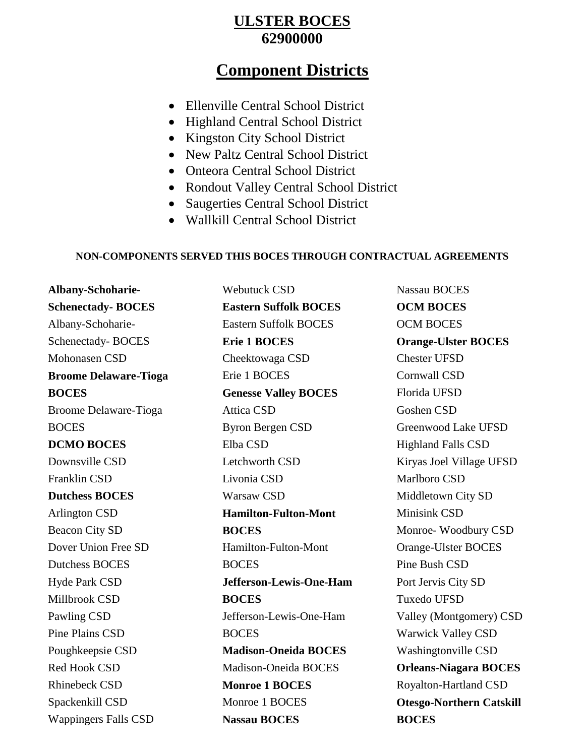# ULSTER BOCES
## 62900000

## Component Districts

- Ellenville Central School District
- Highland Central School District
- Kingston City School District
- New Paltz Central School District
- Onteora Central School District
- Rondout Valley Central School District
- Saugerties Central School District
- Wallkill Central School District

**NON-COMPONENTS SERVED THIS BOCES THROUGH CONTRACTUAL AGREEMENTS**

**Albany-Schoharie-Schenectady- BOCES**
Albany-Schoharie-Schenectady- BOCES
Mohonasen CSD

**Broome Delaware-Tioga BOCES**
Broome Delaware-Tioga BOCES

**DCMO BOCES**
Downsville CSD
Franklin CSD

**Dutchess BOCES**
Arlington CSD
Beacon City SD
Dover Union Free SD
Dutchess BOCES
Hyde Park CSD
Millbrook CSD
Pawling CSD
Pine Plains CSD
Poughkeepsie CSD
Red Hook CSD
Rhinebeck CSD
Spackenkill CSD
Wappingers Falls CSD
Webutuck CSD

**Eastern Suffolk BOCES**
Eastern Suffolk BOCES

**Erie 1 BOCES**
Cheektowaga CSD
Erie 1 BOCES

**Genesse Valley BOCES**
Attica CSD
Byron Bergen CSD
Elba CSD
Letchworth CSD
Livonia CSD
Warsaw CSD

**Hamilton-Fulton-Mont BOCES**
Hamilton-Fulton-Mont BOCES

**Jefferson-Lewis-One-Ham BOCES**
Jefferson-Lewis-One-Ham BOCES

**Madison-Oneida BOCES**
Madison-Oneida BOCES

**Monroe 1 BOCES**
Monroe 1 BOCES

**Nassau BOCES**
Nassau BOCES

**OCM BOCES**
OCM BOCES

**Orange-Ulster BOCES**
Chester UFSD
Cornwall CSD
Florida UFSD
Goshen CSD
Greenwood Lake UFSD
Highland Falls CSD
Kiryas Joel Village UFSD
Marlboro CSD
Middletown City SD
Minisink CSD
Monroe- Woodbury CSD
Orange-Ulster BOCES
Pine Bush CSD
Port Jervis City SD
Tuxedo UFSD
Valley (Montgomery) CSD
Warwick Valley CSD
Washingtonville CSD

**Orleans-Niagara BOCES**
Royalton-Hartland CSD

**Otesgo-Northern Catskill BOCES**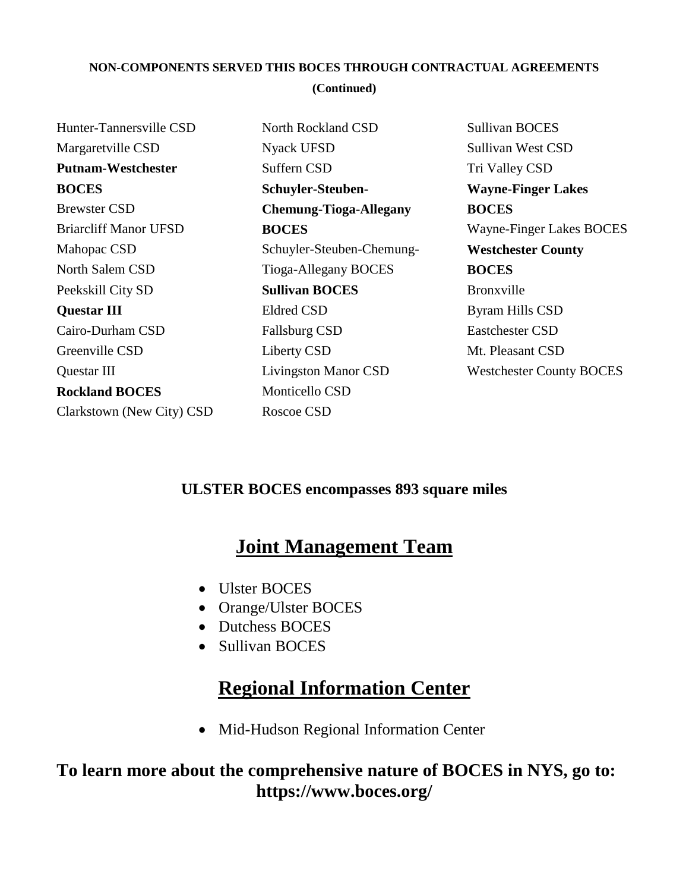**NON-COMPONENTS SERVED THIS BOCES THROUGH CONTRACTUAL AGREEMENTS**

**(Continued)**

Hunter-Tannersville CSD
Margaretville CSD

**Putnam-Westchester BOCES**

Brewster CSD
Briarcliff Manor UFSD
Mahopac CSD
North Salem CSD
Peekskill City SD

**Questar III**

Cairo-Durham CSD
Greenville CSD
Questar III

**Rockland BOCES**

Clarkstown (New City) CSD
North Rockland CSD
Nyack UFSD
Suffern CSD

**Schuyler-Steuben-Chemung-Tioga-Allegany BOCES**

Schuyler-Steuben-Chemung-Tioga-Allegany BOCES

**Sullivan BOCES**

Eldred CSD
Fallsburg CSD
Liberty CSD
Livingston Manor CSD
Monticello CSD
Roscoe CSD
Sullivan BOCES
Sullivan West CSD
Tri Valley CSD

**Wayne-Finger Lakes BOCES**

Wayne-Finger Lakes BOCES

**Westchester County BOCES**

Bronxville
Byram Hills CSD
Eastchester CSD
Mt. Pleasant CSD
Westchester County BOCES

**ULSTER BOCES encompasses 893 square miles**

## Joint Management Team

- Ulster BOCES
- Orange/Ulster BOCES
- Dutchess BOCES
- Sullivan BOCES

## Regional Information Center

- Mid-Hudson Regional Information Center

### To learn more about the comprehensive nature of BOCES in NYS, go to: https://www.boces.org/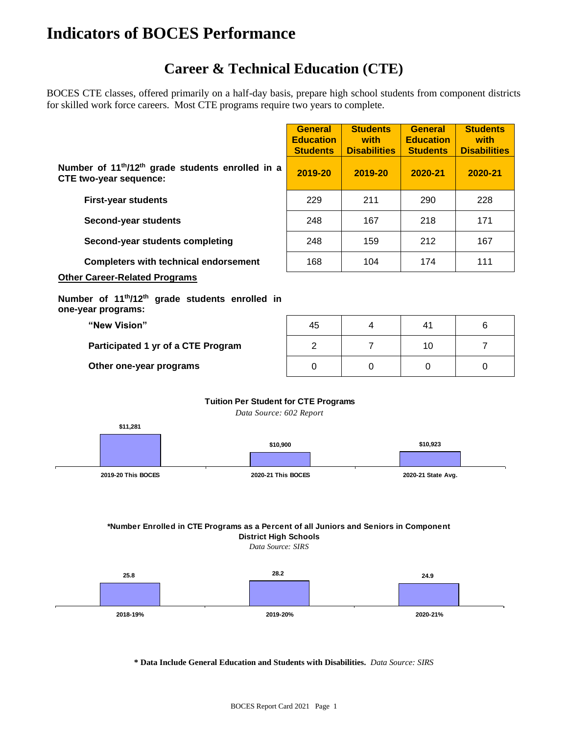# Indicators of BOCES Performance

## Career & Technical Education (CTE)

BOCES CTE classes, offered primarily on a half-day basis, prepare high school students from component districts for skilled work force careers. Most CTE programs require two years to complete.

| | General Education Students | Students with Disabilities | General Education Students | Students with Disabilities |
|---|---|---|---|---|
| **Number of 11th/12th grade students enrolled in a CTE two-year sequence:** | **2019-20** | **2019-20** | **2020-21** | **2020-21** |
| **First-year students** | 229 | 211 | 290 | 228 |
| **Second-year students** | 248 | 167 | 218 | 171 |
| **Second-year students completing** | 248 | 159 | 212 | 167 |
| **Completers with technical endorsement** | 168 | 104 | 174 | 111 |
| **Other Career-Related Programs** | | | | |
| **Number of 11th/12th grade students enrolled in one-year programs:** | | | | |
| **"New Vision"** | 45 | 4 | 41 | 6 |
| **Participated 1 yr of a CTE Program** | 2 | 7 | 10 | 7 |
| **Other one-year programs** | 0 | 0 | 0 | 0 |

**Tuition Per Student for CTE Programs**

*Data Source: 602 Report*

| 2019-20 This BOCES | 2020-21 This BOCES | 2020-21 State Avg. |
|---|---|---|
| $11,281 | $10,900 | $10,923 |

**\*Number Enrolled in CTE Programs as a Percent of all Juniors and Seniors in Component District High Schools**

*Data Source: SIRS*

| 2018-19% | 2019-20% | 2020-21% |
|---|---|---|
| 25.8 | 28.2 | 24.9 |

**\* Data Include General Education and Students with Disabilities.** *Data Source: SIRS*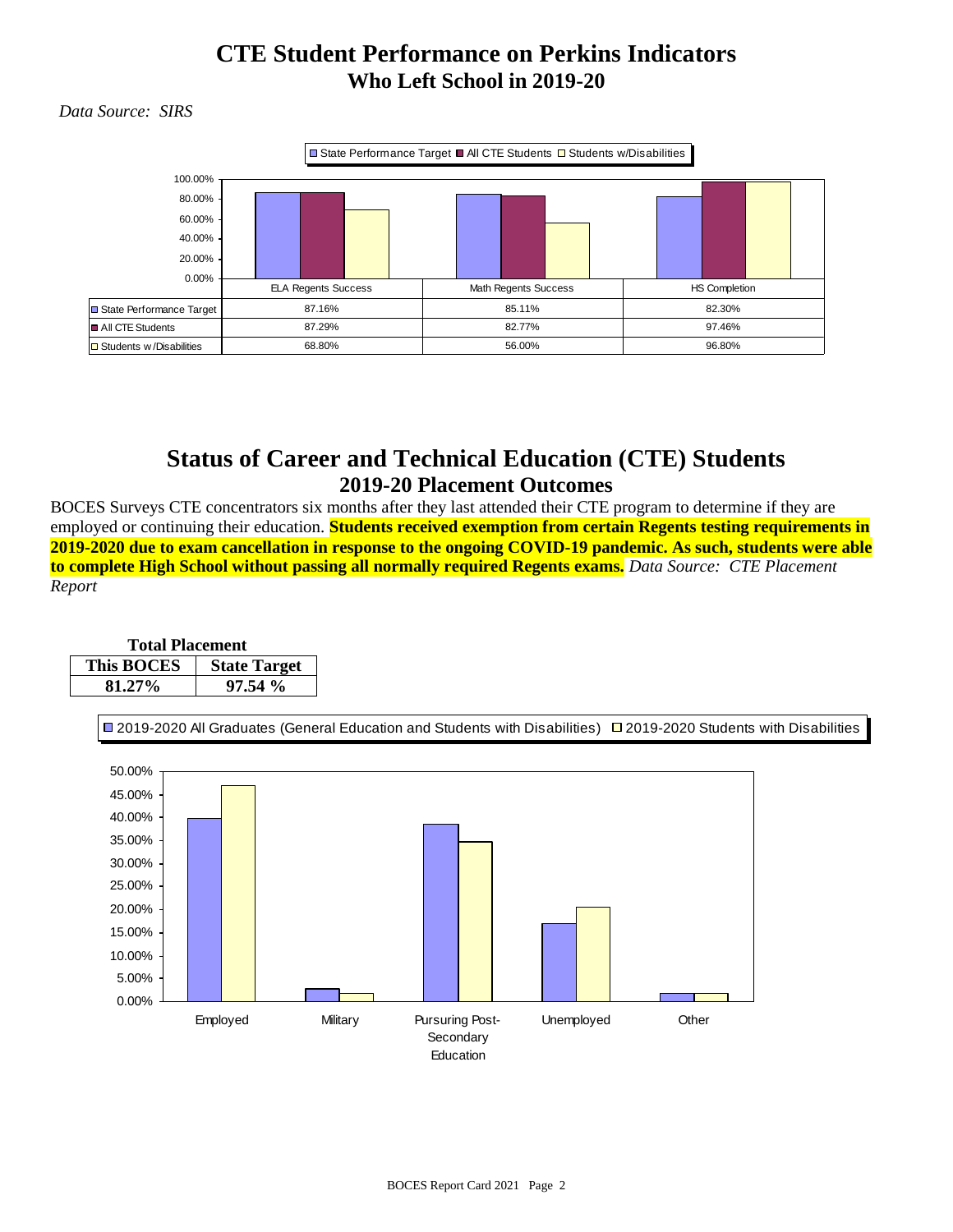# CTE Student Performance on Perkins Indicators

## Who Left School in 2019-20

*Data Source: SIRS*

|  | ELA Regents Success | Math Regents Success | HS Completion |
|---|---|---|---|
| State Performance Target | 87.16% | 85.11% | 82.30% |
| All CTE Students | 87.29% | 82.77% | 97.46% |
| Students w/Disabilities | 68.80% | 56.00% | 96.80% |

# Status of Career and Technical Education (CTE) Students

## 2019-20 Placement Outcomes

BOCES Surveys CTE concentrators six months after they last attended their CTE program to determine if they are employed or continuing their education. **Students received exemption from certain Regents testing requirements in 2019-2020 due to exam cancellation in response to the ongoing COVID-19 pandemic. As such, students were able to complete High School without passing all normally required Regents exams.** *Data Source: CTE Placement Report*

**Total Placement**

| This BOCES | State Target |
|---|---|
| 81.27% | 97.54 % |

2019-2020 All Graduates (General Education and Students with Disabilities) / 2019-2020 Students with Disabilities

Employed | Military | Pursuing Post-Secondary Education | Unemployed | Other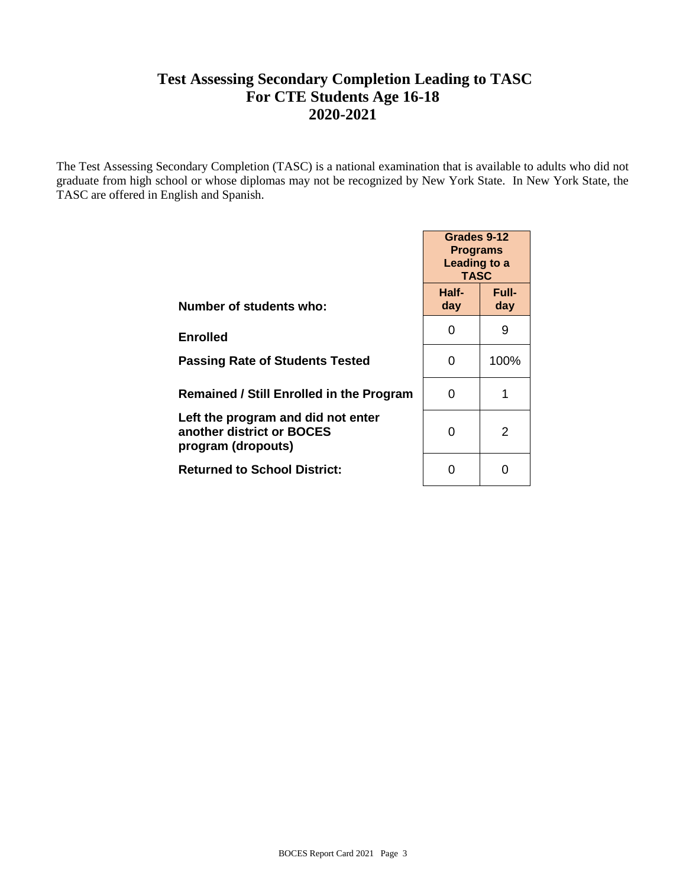# Test Assessing Secondary Completion Leading to TASC
# For CTE Students Age 16-18
# 2020-2021

The Test Assessing Secondary Completion (TASC) is a national examination that is available to adults who did not graduate from high school or whose diplomas may not be recognized by New York State. In New York State, the TASC are offered in English and Spanish.

| | Grades 9-12 Programs Leading to a TASC | |
|---|---|---|
| **Number of students who:** | **Half-day** | **Full-day** |
| **Enrolled** | 0 | 9 |
| **Passing Rate of Students Tested** | 0 | 100% |
| **Remained / Still Enrolled in the Program** | 0 | 1 |
| **Left the program and did not enter another district or BOCES program (dropouts)** | 0 | 2 |
| **Returned to School District:** | 0 | 0 |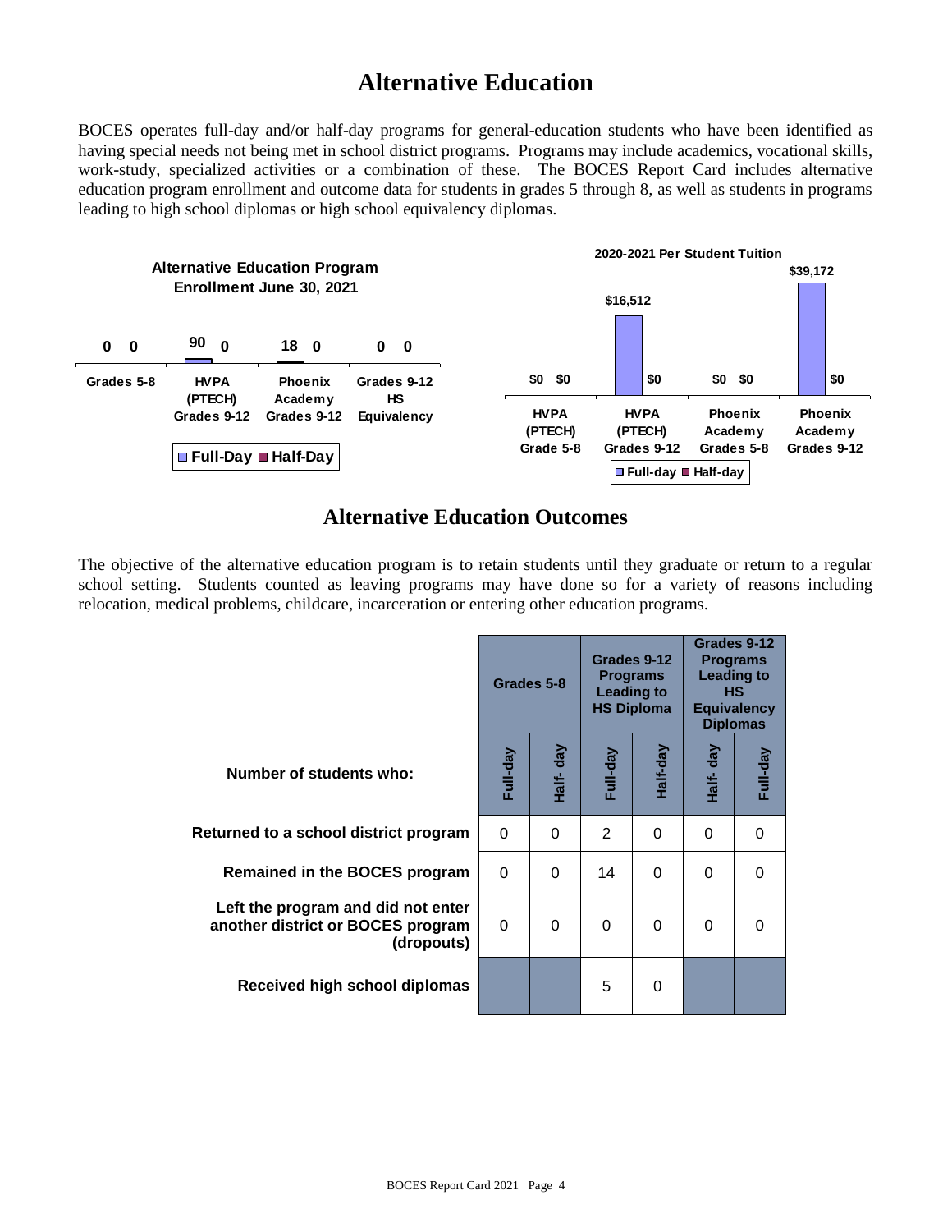# Alternative Education

BOCES operates full-day and/or half-day programs for general-education students who have been identified as having special needs not being met in school district programs. Programs may include academics, vocational skills, work-study, specialized activities or a combination of these. The BOCES Report Card includes alternative education program enrollment and outcome data for students in grades 5 through 8, as well as students in programs leading to high school diplomas or high school equivalency diplomas.

**Alternative Education Program Enrollment June 30, 2021**

| | Grades 5-8 | HVPA (PTECH) Grades 9-12 | Phoenix Academy Grades 9-12 | Grades 9-12 HS Equivalency |
|---|---|---|---|---|
| Full-Day | 0 | 90 | 18 | 0 |
| Half-Day | 0 | 0 | 0 | 0 |

**2020-2021 Per Student Tuition**

| | HVPA (PTECH) Grade 5-8 | HVPA (PTECH) Grades 9-12 | Phoenix Academy Grades 5-8 | Phoenix Academy Grades 9-12 |
|---|---|---|---|---|
| Full-day | $0 | $16,512 | $0 | $39,172 |
| Half-day | $0 | $0 | $0 | $0 |

## Alternative Education Outcomes

The objective of the alternative education program is to retain students until they graduate or return to a regular school setting. Students counted as leaving programs may have done so for a variety of reasons including relocation, medical problems, childcare, incarceration or entering other education programs.

| | Grades 5-8 | | Grades 9-12 Programs Leading to HS Diploma | | Grades 9-12 Programs Leading to HS Equivalency Diplomas | |
|---|---|---|---|---|---|---|
| **Number of students who:** | Full-day | Half- day | Full-day | Half-day | Half- day | Full-day |
| **Returned to a school district program** | 0 | 0 | 2 | 0 | 0 | 0 |
| **Remained in the BOCES program** | 0 | 0 | 14 | 0 | 0 | 0 |
| **Left the program and did not enter another district or BOCES program (dropouts)** | 0 | 0 | 0 | 0 | 0 | 0 |
| **Received high school diplomas** | | | 5 | 0 | | |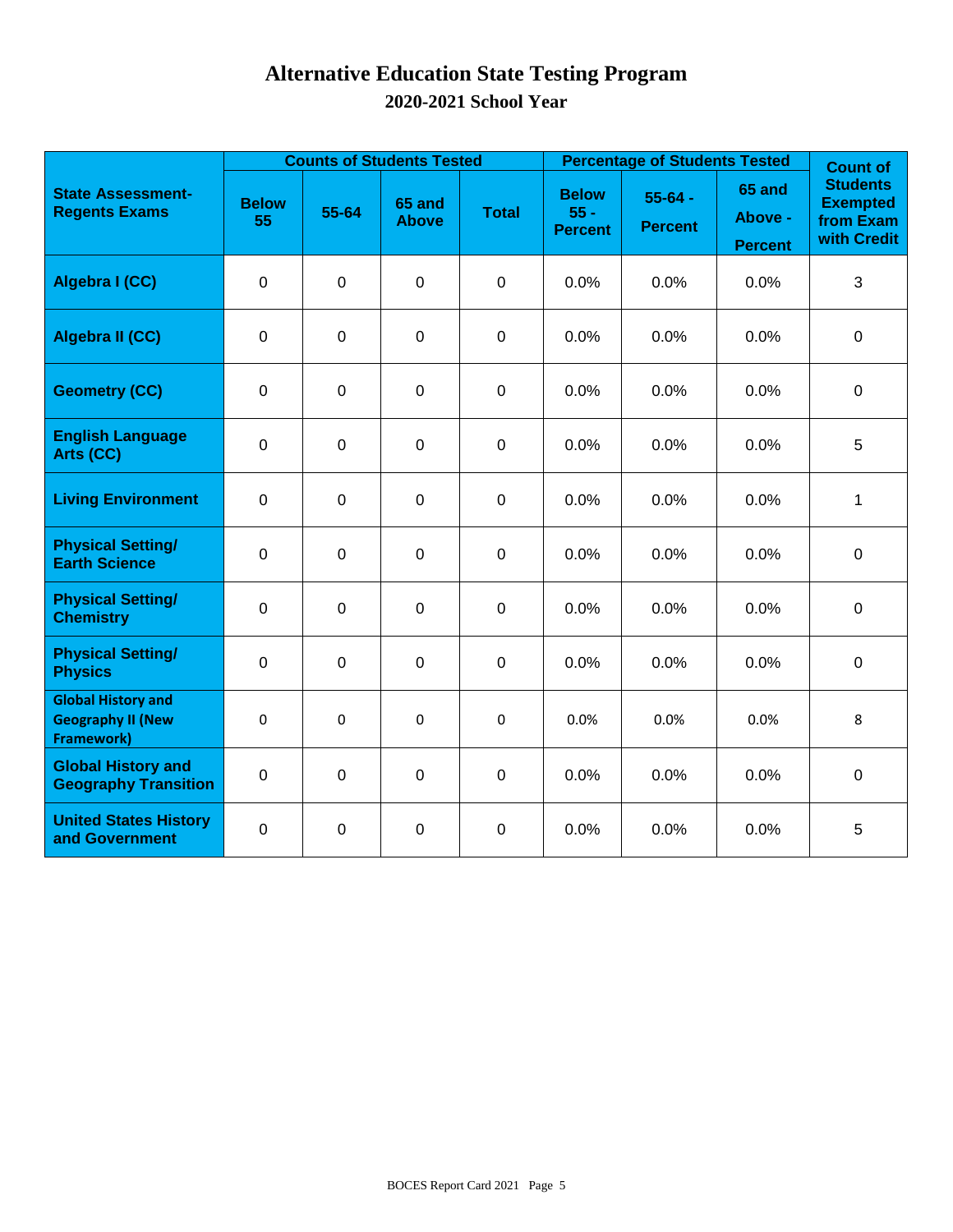# Alternative Education State Testing Program

## 2020-2021 School Year

| State Assessment-Regents Exams | Counts of Students Tested | | | | Percentage of Students Tested | | | Count of Students Exempted from Exam with Credit |
|---|---|---|---|---|---|---|---|---|
| | Below 55 | 55-64 | 65 and Above | Total | Below 55 - Percent | 55-64 - Percent | 65 and Above - Percent | |
| Algebra I (CC) | 0 | 0 | 0 | 0 | 0.0% | 0.0% | 0.0% | 3 |
| Algebra II (CC) | 0 | 0 | 0 | 0 | 0.0% | 0.0% | 0.0% | 0 |
| Geometry (CC) | 0 | 0 | 0 | 0 | 0.0% | 0.0% | 0.0% | 0 |
| English Language Arts (CC) | 0 | 0 | 0 | 0 | 0.0% | 0.0% | 0.0% | 5 |
| Living Environment | 0 | 0 | 0 | 0 | 0.0% | 0.0% | 0.0% | 1 |
| Physical Setting/ Earth Science | 0 | 0 | 0 | 0 | 0.0% | 0.0% | 0.0% | 0 |
| Physical Setting/ Chemistry | 0 | 0 | 0 | 0 | 0.0% | 0.0% | 0.0% | 0 |
| Physical Setting/ Physics | 0 | 0 | 0 | 0 | 0.0% | 0.0% | 0.0% | 0 |
| Global History and Geography II (New Framework) | 0 | 0 | 0 | 0 | 0.0% | 0.0% | 0.0% | 8 |
| Global History and Geography Transition | 0 | 0 | 0 | 0 | 0.0% | 0.0% | 0.0% | 0 |
| United States History and Government | 0 | 0 | 0 | 0 | 0.0% | 0.0% | 0.0% | 5 |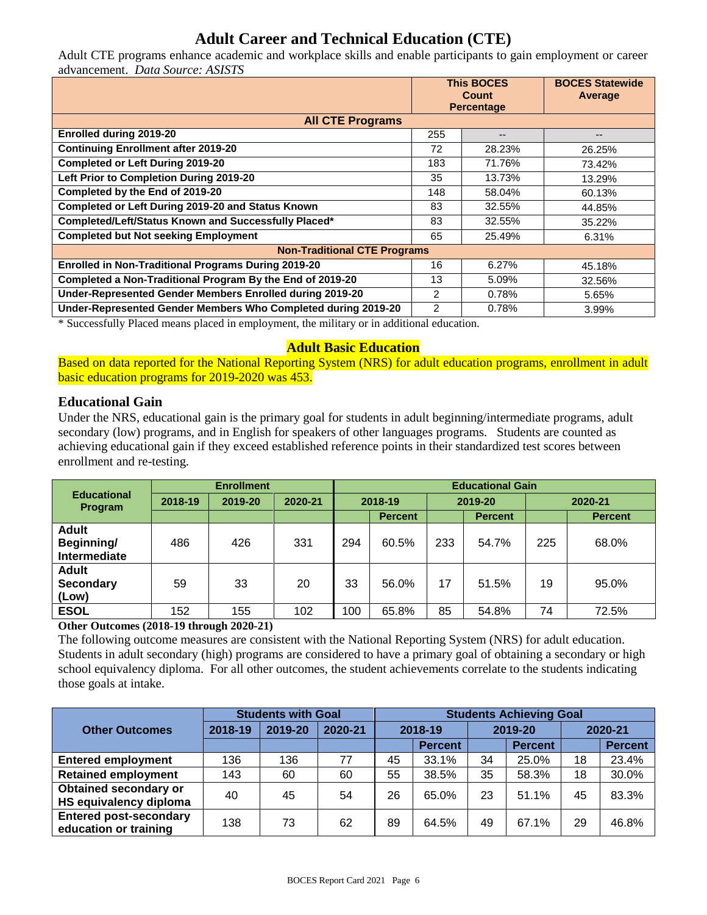# Adult Career and Technical Education (CTE)

Adult CTE programs enhance academic and workplace skills and enable participants to gain employment or career advancement. *Data Source: ASISTS*

| | This BOCES Count | This BOCES Percentage | BOCES Statewide Average |
|---|---|---|---|
| **All CTE Programs** | | | |
| **Enrolled during 2019-20** | 255 | -- | -- |
| **Continuing Enrollment after 2019-20** | 72 | 28.23% | 26.25% |
| **Completed or Left During 2019-20** | 183 | 71.76% | 73.42% |
| **Left Prior to Completion During 2019-20** | 35 | 13.73% | 13.29% |
| **Completed by the End of 2019-20** | 148 | 58.04% | 60.13% |
| **Completed or Left During 2019-20 and Status Known** | 83 | 32.55% | 44.85% |
| **Completed/Left/Status Known and Successfully Placed*** | 83 | 32.55% | 35.22% |
| **Completed but Not seeking Employment** | 65 | 25.49% | 6.31% |
| **Non-Traditional CTE Programs** | | | |
| **Enrolled in Non-Traditional Programs During 2019-20** | 16 | 6.27% | 45.18% |
| **Completed a Non-Traditional Program By the End of 2019-20** | 13 | 5.09% | 32.56% |
| **Under-Represented Gender Members Enrolled during 2019-20** | 2 | 0.78% | 5.65% |
| **Under-Represented Gender Members Who Completed during 2019-20** | 2 | 0.78% | 3.99% |

* Successfully Placed means placed in employment, the military or in additional education.

## Adult Basic Education

Based on data reported for the National Reporting System (NRS) for adult education programs, enrollment in adult basic education programs for 2019-2020 was 453.

### Educational Gain

Under the NRS, educational gain is the primary goal for students in adult beginning/intermediate programs, adult secondary (low) programs, and in English for speakers of other languages programs. Students are counted as achieving educational gain if they exceed established reference points in their standardized test scores between enrollment and re-testing.

| Educational Program | Enrollment | | | Educational Gain | | | | | |
|---|---|---|---|---|---|---|---|---|---|
| | 2018-19 | 2019-20 | 2020-21 | 2018-19 | | 2019-20 | | 2020-21 | |
| | | | | | Percent | | Percent | | Percent |
| **Adult Beginning/ Intermediate** | 486 | 426 | 331 | 294 | 60.5% | 233 | 54.7% | 225 | 68.0% |
| **Adult Secondary (Low)** | 59 | 33 | 20 | 33 | 56.0% | 17 | 51.5% | 19 | 95.0% |
| **ESOL** | 152 | 155 | 102 | 100 | 65.8% | 85 | 54.8% | 74 | 72.5% |

**Other Outcomes (2018-19 through 2020-21)**

The following outcome measures are consistent with the National Reporting System (NRS) for adult education. Students in adult secondary (high) programs are considered to have a primary goal of obtaining a secondary or high school equivalency diploma. For all other outcomes, the student achievements correlate to the students indicating those goals at intake.

| Other Outcomes | Students with Goal | | | Students Achieving Goal | | | | | |
|---|---|---|---|---|---|---|---|---|---|
| | 2018-19 | 2019-20 | 2020-21 | 2018-19 | | 2019-20 | | 2020-21 | |
| | | | | | Percent | | Percent | | Percent |
| **Entered employment** | 136 | 136 | 77 | 45 | 33.1% | 34 | 25.0% | 18 | 23.4% |
| **Retained employment** | 143 | 60 | 60 | 55 | 38.5% | 35 | 58.3% | 18 | 30.0% |
| **Obtained secondary or HS equivalency diploma** | 40 | 45 | 54 | 26 | 65.0% | 23 | 51.1% | 45 | 83.3% |
| **Entered post-secondary education or training** | 138 | 73 | 62 | 89 | 64.5% | 49 | 67.1% | 29 | 46.8% |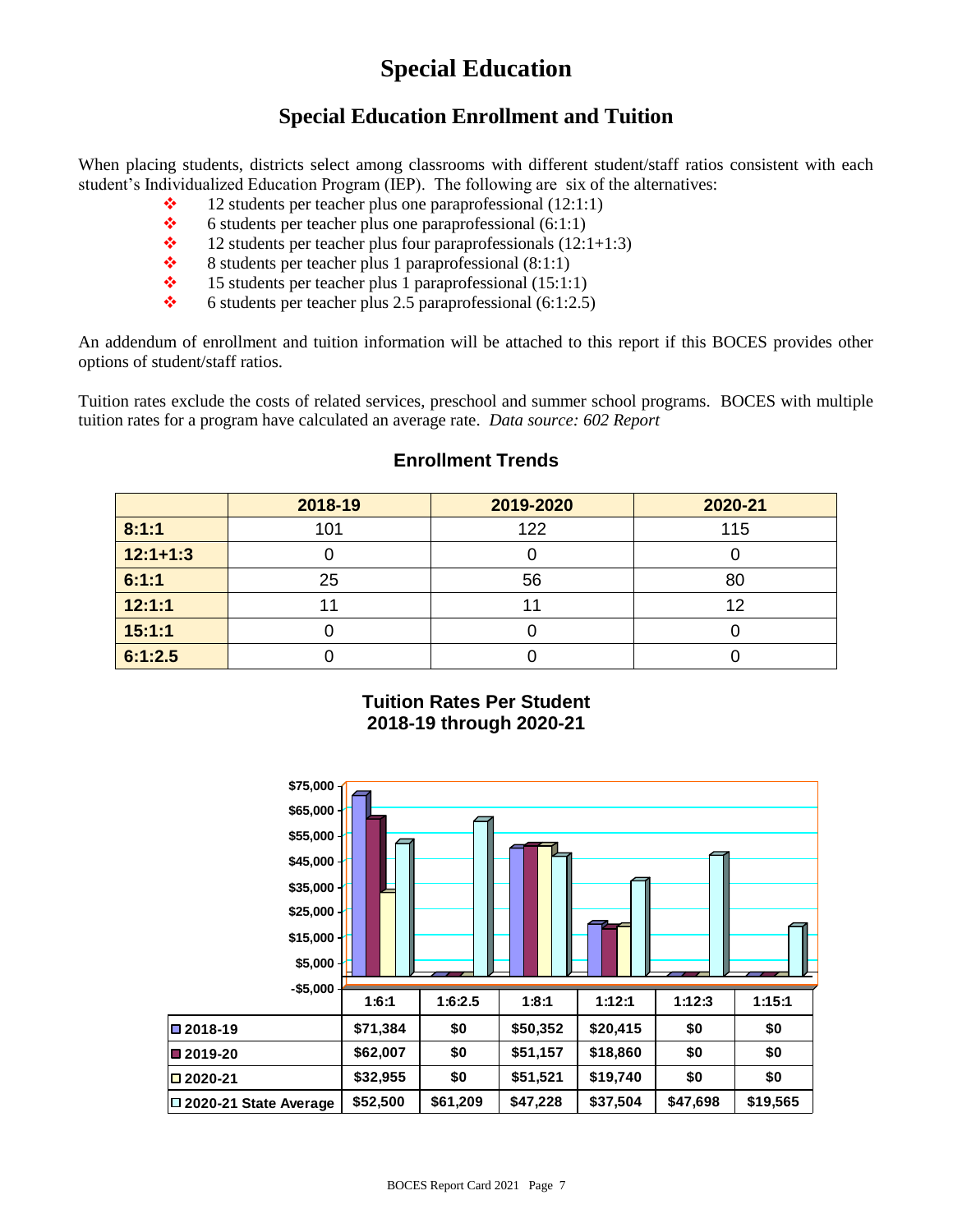# Special Education

## Special Education Enrollment and Tuition

When placing students, districts select among classrooms with different student/staff ratios consistent with each student's Individualized Education Program (IEP). The following are six of the alternatives:

- 12 students per teacher plus one paraprofessional (12:1:1)
- 6 students per teacher plus one paraprofessional (6:1:1)
- 12 students per teacher plus four paraprofessionals (12:1+1:3)
- 8 students per teacher plus 1 paraprofessional (8:1:1)
- 15 students per teacher plus 1 paraprofessional (15:1:1)
- 6 students per teacher plus 2.5 paraprofessional (6:1:2.5)

An addendum of enrollment and tuition information will be attached to this report if this BOCES provides other options of student/staff ratios.

Tuition rates exclude the costs of related services, preschool and summer school programs. BOCES with multiple tuition rates for a program have calculated an average rate. *Data source: 602 Report*

### Enrollment Trends

| | 2018-19 | 2019-2020 | 2020-21 |
|---|---|---|---|
| 8:1:1 | 101 | 122 | 115 |
| 12:1+1:3 | 0 | 0 | 0 |
| 6:1:1 | 25 | 56 | 80 |
| 12:1:1 | 11 | 11 | 12 |
| 15:1:1 | 0 | 0 | 0 |
| 6:1:2.5 | 0 | 0 | 0 |

### Tuition Rates Per Student 2018-19 through 2020-21

| | 1:6:1 | 1:6:2.5 | 1:8:1 | 1:12:1 | 1:12:3 | 1:15:1 |
|---|---|---|---|---|---|---|
| 2018-19 | $71,384 | $0 | $50,352 | $20,415 | $0 | $0 |
| 2019-20 | $62,007 | $0 | $51,157 | $18,860 | $0 | $0 |
| 2020-21 | $32,955 | $0 | $51,521 | $19,740 | $0 | $0 |
| 2020-21 State Average | $52,500 | $61,209 | $47,228 | $37,504 | $47,698 | $19,565 |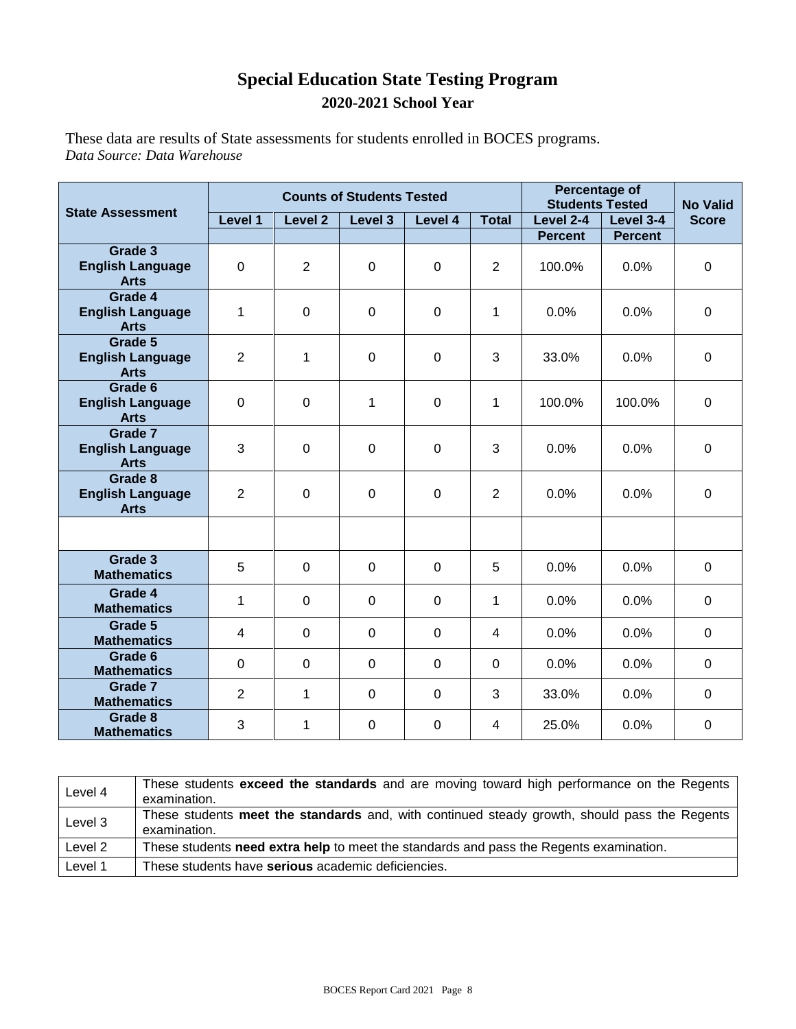# Special Education State Testing Program

## 2020-2021 School Year

These data are results of State assessments for students enrolled in BOCES programs.
*Data Source: Data Warehouse*

| State Assessment | Counts of Students Tested | | | | | Percentage of Students Tested | | No Valid Score |
|---|---|---|---|---|---|---|---|---|
| | Level 1 | Level 2 | Level 3 | Level 4 | Total | Level 2-4 Percent | Level 3-4 Percent | |
| Grade 3 English Language Arts | 0 | 2 | 0 | 0 | 2 | 100.0% | 0.0% | 0 |
| Grade 4 English Language Arts | 1 | 0 | 0 | 0 | 1 | 0.0% | 0.0% | 0 |
| Grade 5 English Language Arts | 2 | 1 | 0 | 0 | 3 | 33.0% | 0.0% | 0 |
| Grade 6 English Language Arts | 0 | 0 | 1 | 0 | 1 | 100.0% | 100.0% | 0 |
| Grade 7 English Language Arts | 3 | 0 | 0 | 0 | 3 | 0.0% | 0.0% | 0 |
| Grade 8 English Language Arts | 2 | 0 | 0 | 0 | 2 | 0.0% | 0.0% | 0 |
| | | | | | | | | |
| Grade 3 Mathematics | 5 | 0 | 0 | 0 | 5 | 0.0% | 0.0% | 0 |
| Grade 4 Mathematics | 1 | 0 | 0 | 0 | 1 | 0.0% | 0.0% | 0 |
| Grade 5 Mathematics | 4 | 0 | 0 | 0 | 4 | 0.0% | 0.0% | 0 |
| Grade 6 Mathematics | 0 | 0 | 0 | 0 | 0 | 0.0% | 0.0% | 0 |
| Grade 7 Mathematics | 2 | 1 | 0 | 0 | 3 | 33.0% | 0.0% | 0 |
| Grade 8 Mathematics | 3 | 1 | 0 | 0 | 4 | 25.0% | 0.0% | 0 |

| Level | Description |
|---|---|
| Level 4 | These students **exceed the standards** and are moving toward high performance on the Regents examination. |
| Level 3 | These students **meet the standards** and, with continued steady growth, should pass the Regents examination. |
| Level 2 | These students **need extra help** to meet the standards and pass the Regents examination. |
| Level 1 | These students have **serious** academic deficiencies. |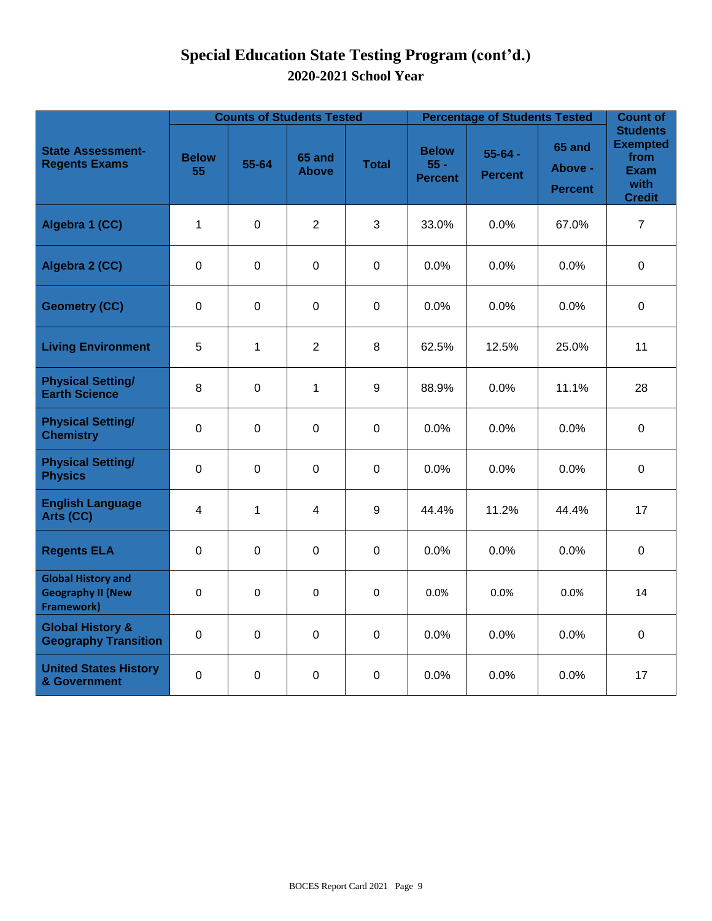# Special Education State Testing Program (cont'd.)

## 2020-2021 School Year

| State Assessment-Regents Exams | Counts of Students Tested | | | | Percentage of Students Tested | | | Count of Students Exempted from Exam with Credit |
|---|---|---|---|---|---|---|---|---|
| | Below 55 | 55-64 | 65 and Above | Total | Below 55 - Percent | 55-64 - Percent | 65 and Above - Percent | |
| Algebra 1 (CC) | 1 | 0 | 2 | 3 | 33.0% | 0.0% | 67.0% | 7 |
| Algebra 2 (CC) | 0 | 0 | 0 | 0 | 0.0% | 0.0% | 0.0% | 0 |
| Geometry (CC) | 0 | 0 | 0 | 0 | 0.0% | 0.0% | 0.0% | 0 |
| Living Environment | 5 | 1 | 2 | 8 | 62.5% | 12.5% | 25.0% | 11 |
| Physical Setting/ Earth Science | 8 | 0 | 1 | 9 | 88.9% | 0.0% | 11.1% | 28 |
| Physical Setting/ Chemistry | 0 | 0 | 0 | 0 | 0.0% | 0.0% | 0.0% | 0 |
| Physical Setting/ Physics | 0 | 0 | 0 | 0 | 0.0% | 0.0% | 0.0% | 0 |
| English Language Arts (CC) | 4 | 1 | 4 | 9 | 44.4% | 11.2% | 44.4% | 17 |
| Regents ELA | 0 | 0 | 0 | 0 | 0.0% | 0.0% | 0.0% | 0 |
| Global History and Geography II (New Framework) | 0 | 0 | 0 | 0 | 0.0% | 0.0% | 0.0% | 14 |
| Global History & Geography Transition | 0 | 0 | 0 | 0 | 0.0% | 0.0% | 0.0% | 0 |
| United States History & Government | 0 | 0 | 0 | 0 | 0.0% | 0.0% | 0.0% | 17 |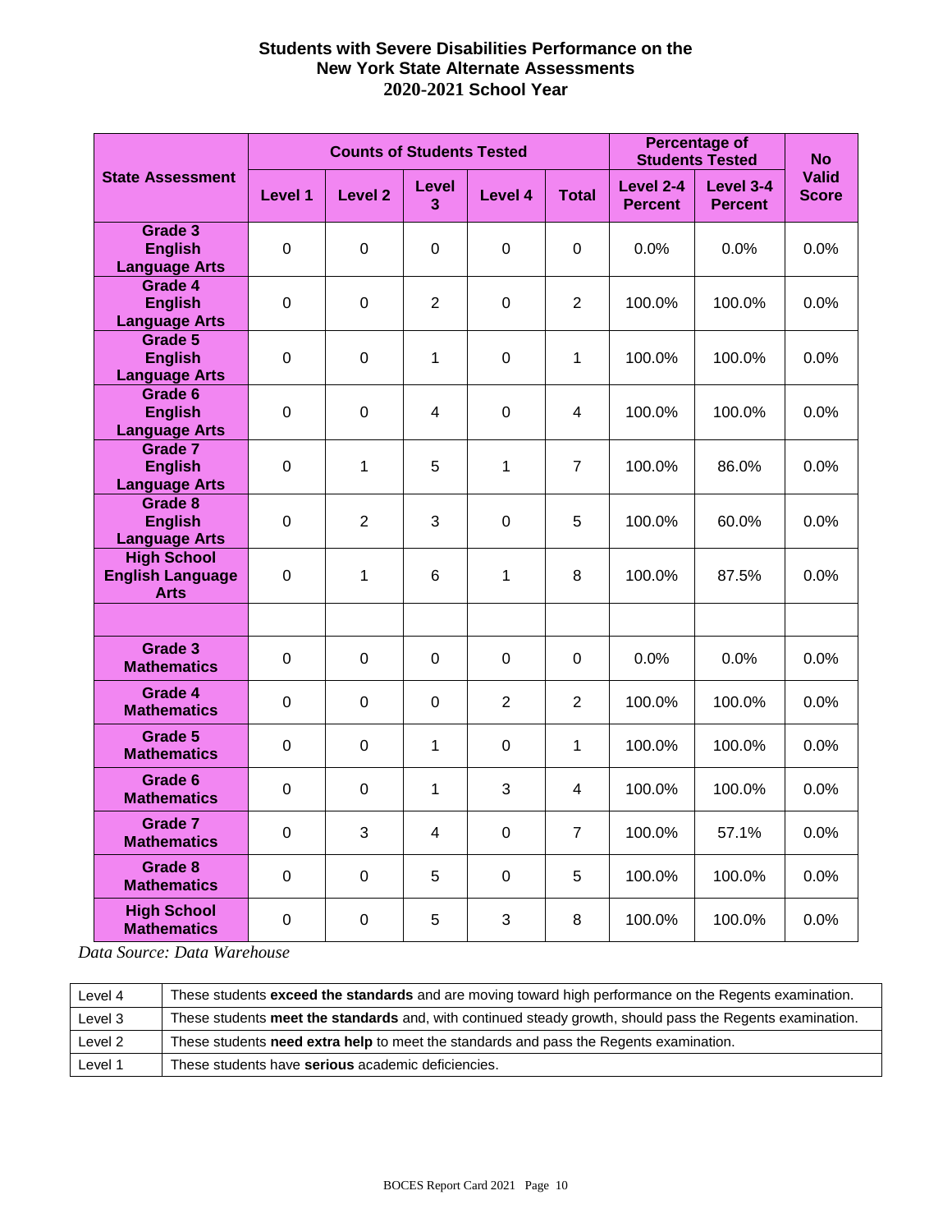## Students with Severe Disabilities Performance on the New York State Alternate Assessments 2020-2021 School Year

| State Assessment | Counts of Students Tested | | | | | Percentage of Students Tested | | No Valid Score |
|---|---|---|---|---|---|---|---|---|
| | Level 1 | Level 2 | Level 3 | Level 4 | Total | Level 2-4 Percent | Level 3-4 Percent | |
| Grade 3 English Language Arts | 0 | 0 | 0 | 0 | 0 | 0.0% | 0.0% | 0.0% |
| Grade 4 English Language Arts | 0 | 0 | 2 | 0 | 2 | 100.0% | 100.0% | 0.0% |
| Grade 5 English Language Arts | 0 | 0 | 1 | 0 | 1 | 100.0% | 100.0% | 0.0% |
| Grade 6 English Language Arts | 0 | 0 | 4 | 0 | 4 | 100.0% | 100.0% | 0.0% |
| Grade 7 English Language Arts | 0 | 1 | 5 | 1 | 7 | 100.0% | 86.0% | 0.0% |
| Grade 8 English Language Arts | 0 | 2 | 3 | 0 | 5 | 100.0% | 60.0% | 0.0% |
| High School English Language Arts | 0 | 1 | 6 | 1 | 8 | 100.0% | 87.5% | 0.0% |
| | | | | | | | | |
| Grade 3 Mathematics | 0 | 0 | 0 | 0 | 0 | 0.0% | 0.0% | 0.0% |
| Grade 4 Mathematics | 0 | 0 | 0 | 2 | 2 | 100.0% | 100.0% | 0.0% |
| Grade 5 Mathematics | 0 | 0 | 1 | 0 | 1 | 100.0% | 100.0% | 0.0% |
| Grade 6 Mathematics | 0 | 0 | 1 | 3 | 4 | 100.0% | 100.0% | 0.0% |
| Grade 7 Mathematics | 0 | 3 | 4 | 0 | 7 | 100.0% | 57.1% | 0.0% |
| Grade 8 Mathematics | 0 | 0 | 5 | 0 | 5 | 100.0% | 100.0% | 0.0% |
| High School Mathematics | 0 | 0 | 5 | 3 | 8 | 100.0% | 100.0% | 0.0% |

*Data Source: Data Warehouse*

| | |
|---|---|
| Level 4 | These students **exceed the standards** and are moving toward high performance on the Regents examination. |
| Level 3 | These students **meet the standards** and, with continued steady growth, should pass the Regents examination. |
| Level 2 | These students **need extra help** to meet the standards and pass the Regents examination. |
| Level 1 | These students have **serious** academic deficiencies. |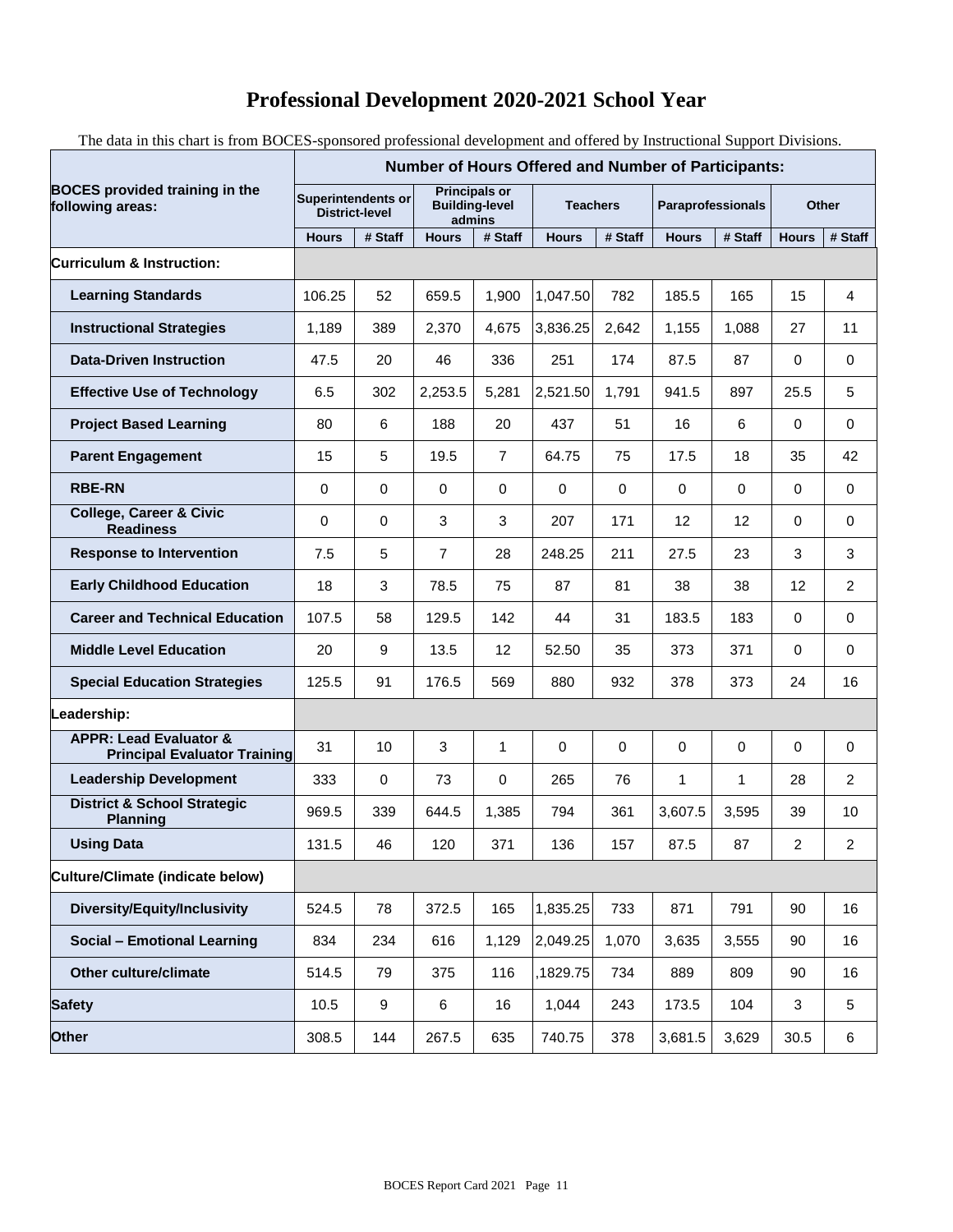# Professional Development 2020-2021 School Year

The data in this chart is from BOCES-sponsored professional development and offered by Instructional Support Divisions.

| BOCES provided training in the following areas: | Number of Hours Offered and Number of Participants: | | | | | | | | | |
|---|---|---|---|---|---|---|---|---|---|---|
| | Superintendents or District-level | | Principals or Building-level admins | | Teachers | | Paraprofessionals | | Other | |
| | Hours | # Staff | Hours | # Staff | Hours | # Staff | Hours | # Staff | Hours | # Staff |
| **Curriculum & Instruction:** | | | | | | | | | | |
| **Learning Standards** | 106.25 | 52 | 659.5 | 1,900 | 1,047.50 | 782 | 185.5 | 165 | 15 | 4 |
| **Instructional Strategies** | 1,189 | 389 | 2,370 | 4,675 | 3,836.25 | 2,642 | 1,155 | 1,088 | 27 | 11 |
| **Data-Driven Instruction** | 47.5 | 20 | 46 | 336 | 251 | 174 | 87.5 | 87 | 0 | 0 |
| **Effective Use of Technology** | 6.5 | 302 | 2,253.5 | 5,281 | 2,521.50 | 1,791 | 941.5 | 897 | 25.5 | 5 |
| **Project Based Learning** | 80 | 6 | 188 | 20 | 437 | 51 | 16 | 6 | 0 | 0 |
| **Parent Engagement** | 15 | 5 | 19.5 | 7 | 64.75 | 75 | 17.5 | 18 | 35 | 42 |
| **RBE-RN** | 0 | 0 | 0 | 0 | 0 | 0 | 0 | 0 | 0 | 0 |
| **College, Career & Civic Readiness** | 0 | 0 | 3 | 3 | 207 | 171 | 12 | 12 | 0 | 0 |
| **Response to Intervention** | 7.5 | 5 | 7 | 28 | 248.25 | 211 | 27.5 | 23 | 3 | 3 |
| **Early Childhood Education** | 18 | 3 | 78.5 | 75 | 87 | 81 | 38 | 38 | 12 | 2 |
| **Career and Technical Education** | 107.5 | 58 | 129.5 | 142 | 44 | 31 | 183.5 | 183 | 0 | 0 |
| **Middle Level Education** | 20 | 9 | 13.5 | 12 | 52.50 | 35 | 373 | 371 | 0 | 0 |
| **Special Education Strategies** | 125.5 | 91 | 176.5 | 569 | 880 | 932 | 378 | 373 | 24 | 16 |
| **Leadership:** | | | | | | | | | | |
| **APPR: Lead Evaluator & Principal Evaluator Training** | 31 | 10 | 3 | 1 | 0 | 0 | 0 | 0 | 0 | 0 |
| **Leadership Development** | 333 | 0 | 73 | 0 | 265 | 76 | 1 | 1 | 28 | 2 |
| **District & School Strategic Planning** | 969.5 | 339 | 644.5 | 1,385 | 794 | 361 | 3,607.5 | 3,595 | 39 | 10 |
| **Using Data** | 131.5 | 46 | 120 | 371 | 136 | 157 | 87.5 | 87 | 2 | 2 |
| **Culture/Climate (indicate below)** | | | | | | | | | | |
| **Diversity/Equity/Inclusivity** | 524.5 | 78 | 372.5 | 165 | 1,835.25 | 733 | 871 | 791 | 90 | 16 |
| **Social – Emotional Learning** | 834 | 234 | 616 | 1,129 | 2,049.25 | 1,070 | 3,635 | 3,555 | 90 | 16 |
| **Other culture/climate** | 514.5 | 79 | 375 | 116 | ,1829.75 | 734 | 889 | 809 | 90 | 16 |
| **Safety** | 10.5 | 9 | 6 | 16 | 1,044 | 243 | 173.5 | 104 | 3 | 5 |
| **Other** | 308.5 | 144 | 267.5 | 635 | 740.75 | 378 | 3,681.5 | 3,629 | 30.5 | 6 |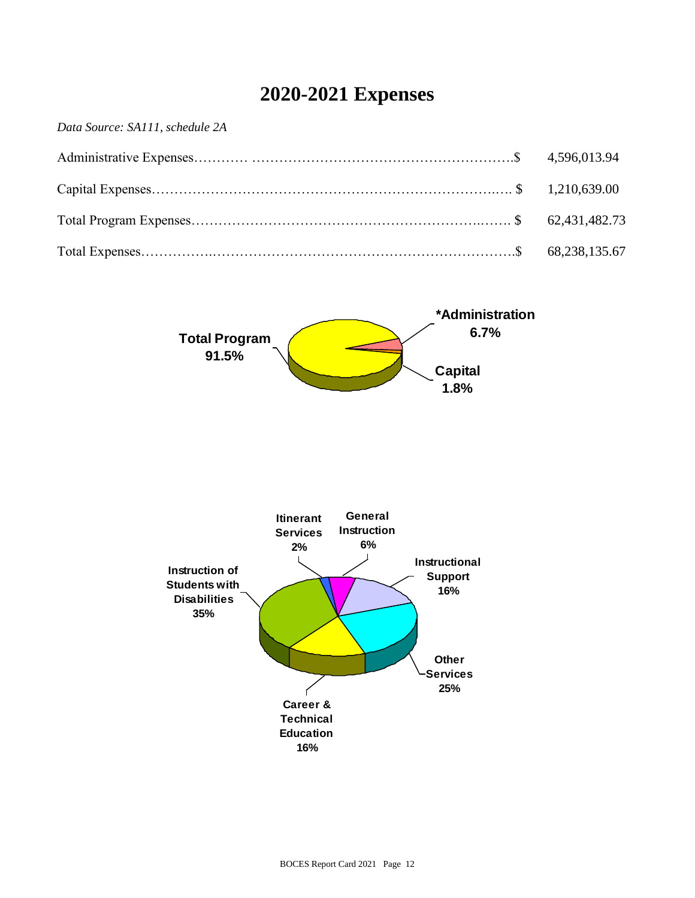# 2020-2021 Expenses

*Data Source: SA111, schedule 2A*

| | |
|---|---|
| Administrative Expenses………… …………………………………………………$ | 4,596,013.94 |
| Capital Expenses……………………………………………………………….…. $ | 1,210,639.00 |
| Total Program Expenses…………………………………………………..……. $ | 62,431,482.73 |
| Total Expenses……………..……………………………………………………….$ | 68,238,135.67 |

Total Program
91.5%

*Administration
6.7%

Capital
1.8%

Itinerant Services
2%

General Instruction
6%

Instructional Support
16%

Other Services
25%

Career & Technical Education
16%

Instruction of Students with Disabilities
35%